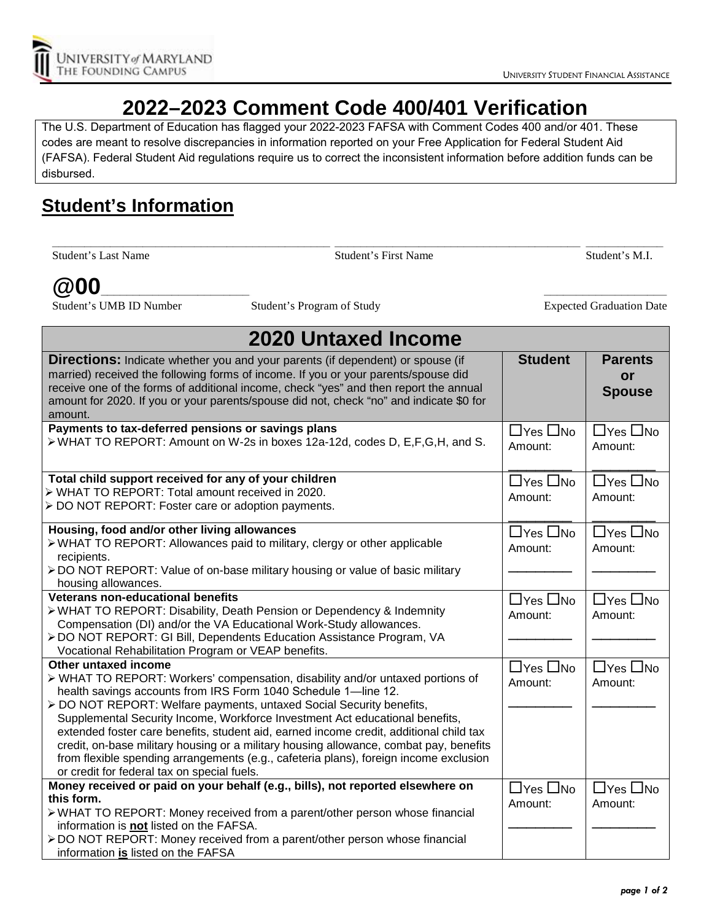# 2022–2023 Comment Code 400/401 Verification

The U.S. Department of Education has flagged your 2022-2023 FAFSA with Comment Codes 400 and/or 401. These codes are meant to resolve discrepancies in information reported on your Free Application for Federal Student Aid (FAFSA). Federal Student Aid regulations require us to correct the inconsistent information before addition funds can be disbursed.

## Student's Information

_______________________________________ _______________________________________ ____________

Student's Last Name Student's First Name Student's M.I.

**@00**___________________ ___________________

Student's UMB ID Number Student's Program of Study Expected Graduation Date

| 2020 Untaxed Income | | |
|---|---|---|
| **Directions:** Indicate whether you and your parents (if dependent) or spouse (if married) received the following forms of income. If you or your parents/spouse did receive one of the forms of additional income, check "yes" and then report the annual amount for 2020. If you or your parents/spouse did not, check "no" and indicate $0 for amount. | **Student** | **Parents or Spouse** |
| **Payments to tax-deferred pensions or savings plans**<br>➢ WHAT TO REPORT: Amount on W-2s in boxes 12a-12d, codes D, E,F,G,H, and S. | ☐Yes ☐No<br>Amount:<br>_________ | ☐Yes ☐No<br>Amount:<br>_________ |
| **Total child support received for any of your children**<br>➢ WHAT TO REPORT: Total amount received in 2020.<br>➢ DO NOT REPORT: Foster care or adoption payments. | ☐Yes ☐No<br>Amount:<br>_________ | ☐Yes ☐No<br>Amount:<br>_________ |
| **Housing, food and/or other living allowances**<br>➢ WHAT TO REPORT: Allowances paid to military, clergy or other applicable recipients.<br>➢ DO NOT REPORT: Value of on-base military housing or value of basic military housing allowances. | ☐Yes ☐No<br>Amount:<br>_________ | ☐Yes ☐No<br>Amount:<br>_________ |
| **Veterans non-educational benefits**<br>➢ WHAT TO REPORT: Disability, Death Pension or Dependency & Indemnity Compensation (DI) and/or the VA Educational Work-Study allowances.<br>➢ DO NOT REPORT: GI Bill, Dependents Education Assistance Program, VA Vocational Rehabilitation Program or VEAP benefits. | ☐Yes ☐No<br>Amount:<br>_________ | ☐Yes ☐No<br>Amount:<br>_________ |
| **Other untaxed income**<br>➢ WHAT TO REPORT: Workers' compensation, disability and/or untaxed portions of health savings accounts from IRS Form 1040 Schedule 1—line 12.<br>➢ DO NOT REPORT: Welfare payments, untaxed Social Security benefits, Supplemental Security Income, Workforce Investment Act educational benefits, extended foster care benefits, student aid, earned income credit, additional child tax credit, on-base military housing or a military housing allowance, combat pay, benefits from flexible spending arrangements (e.g., cafeteria plans), foreign income exclusion or credit for federal tax on special fuels. | ☐Yes ☐No<br>Amount:<br>_________ | ☐Yes ☐No<br>Amount:<br>_________ |
| **Money received or paid on your behalf (e.g., bills), not reported elsewhere on this form.**<br>➢ WHAT TO REPORT: Money received from a parent/other person whose financial information is **not** listed on the FAFSA.<br>➢ DO NOT REPORT: Money received from a parent/other person whose financial information **is** listed on the FAFSA | ☐Yes ☐No<br>Amount:<br>_________ | ☐Yes ☐No<br>Amount:<br>_________ |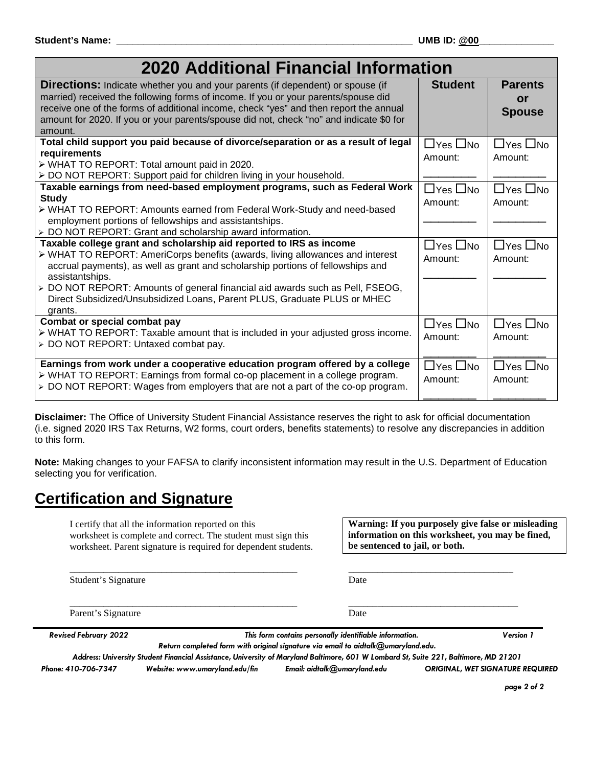**Student's Name:** ______________________________________________________ **UMB ID:** @00_____________

| 2020 Additional Financial Information | | |
|---|---|---|
| **Directions:** Indicate whether you and your parents (if dependent) or spouse (if married) received the following forms of income. If you or your parents/spouse did receive one of the forms of additional income, check "yes" and then report the annual amount for 2020. If you or your parents/spouse did not, check "no" and indicate $0 for amount. | **Student** | **Parents or Spouse** |
| **Total child support you paid because of divorce/separation or as a result of legal requirements**<br>➢ WHAT TO REPORT: Total amount paid in 2020.<br>➢ DO NOT REPORT: Support paid for children living in your household. | ☐Yes ☐No<br>Amount:<br>_________ | ☐Yes ☐No<br>Amount:<br>_________ |
| **Taxable earnings from need-based employment programs, such as Federal Work Study**<br>➢ WHAT TO REPORT: Amounts earned from Federal Work-Study and need-based employment portions of fellowships and assistantships.<br>➢ DO NOT REPORT: Grant and scholarship award information. | ☐Yes ☐No<br>Amount:<br>_________ | ☐Yes ☐No<br>Amount:<br>_________ |
| **Taxable college grant and scholarship aid reported to IRS as income**<br>➢ WHAT TO REPORT: AmeriCorps benefits (awards, living allowances and interest accrual payments), as well as grant and scholarship portions of fellowships and assistantships.<br>➢ DO NOT REPORT: Amounts of general financial aid awards such as Pell, FSEOG, Direct Subsidized/Unsubsidized Loans, Parent PLUS, Graduate PLUS or MHEC grants. | ☐Yes ☐No<br>Amount:<br>_________ | ☐Yes ☐No<br>Amount:<br>_________ |
| **Combat or special combat pay**<br>➢ WHAT TO REPORT: Taxable amount that is included in your adjusted gross income.<br>➢ DO NOT REPORT: Untaxed combat pay. | ☐Yes ☐No<br>Amount:<br>_________ | ☐Yes ☐No<br>Amount:<br>_________ |
| **Earnings from work under a cooperative education program offered by a college**<br>➢ WHAT TO REPORT: Earnings from formal co-op placement in a college program.<br>➢ DO NOT REPORT: Wages from employers that are not a part of the co-op program. | ☐Yes ☐No<br>Amount:<br>_________ | ☐Yes ☐No<br>Amount:<br>_________ |

**Disclaimer:** The Office of University Student Financial Assistance reserves the right to ask for official documentation (i.e. signed 2020 IRS Tax Returns, W2 forms, court orders, benefits statements) to resolve any discrepancies in addition to this form.

**Note:** Making changes to your FAFSA to clarify inconsistent information may result in the U.S. Department of Education selecting you for verification.

## Certification and Signature

I certify that all the information reported on this worksheet is complete and correct. The student must sign this worksheet. Parent signature is required for dependent students.

**Warning: If you purposely give false or misleading information on this worksheet, you may be fined, be sentenced to jail, or both.**

_____________________________________________ _________________________________

Student's Signature Date

_____________________________________________ _________________________________

Parent's Signature Date

*Revised February 2022* *This form contains personally identifiable information.* *Version 1*

*Return completed form with original signature via email to aidtalk@umaryland.edu.*

*Address: University Student Financial Assistance, University of Maryland Baltimore, 601 W Lombard St, Suite 221, Baltimore, MD 21201*

*Phone: 410-706-7347* *Website: www.umaryland.edu/fin* *Email: aidtalk@umaryland.edu* *ORIGINAL, WET SIGNATURE REQUIRED*